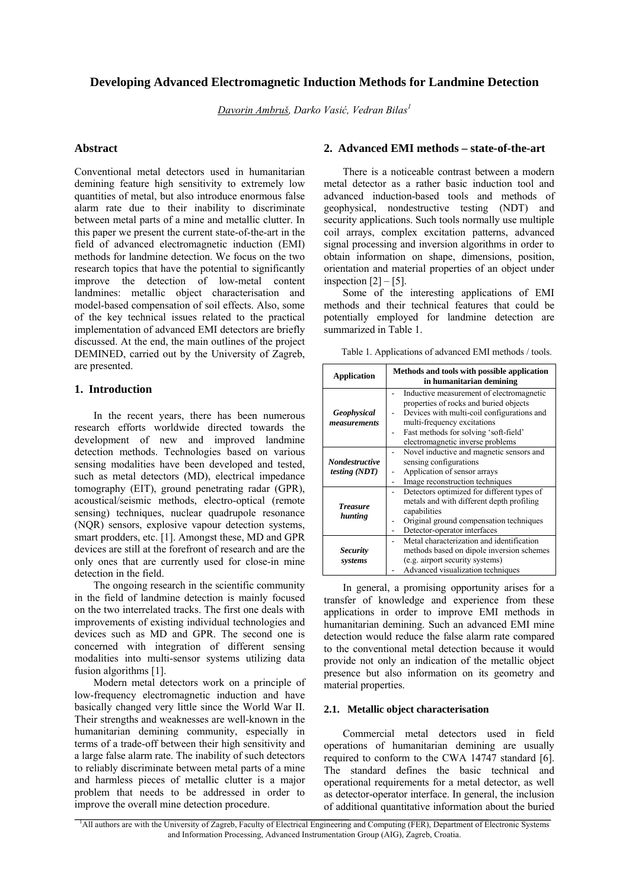# Developing Advanced Electromagnetic Induction Methods for Landmine Detection

*Davorin Ambruš, Darko Vasić, Vedran Bilas*[1]

## Abstract

Conventional metal detectors used in humanitarian demining feature high sensitivity to extremely low quantities of metal, but also introduce enormous false alarm rate due to their inability to discriminate between metal parts of a mine and metallic clutter. In this paper we present the current state-of-the-art in the field of advanced electromagnetic induction (EMI) methods for landmine detection. We focus on the two research topics that have the potential to significantly improve the detection of low-metal content landmines: metallic object characterisation and model-based compensation of soil effects. Also, some of the key technical issues related to the practical implementation of advanced EMI detectors are briefly discussed. At the end, the main outlines of the project DEMINED, carried out by the University of Zagreb, are presented.

## 1. Introduction

In the recent years, there has been numerous research efforts worldwide directed towards the development of new and improved landmine detection methods. Technologies based on various sensing modalities have been developed and tested, such as metal detectors (MD), electrical impedance tomography (EIT), ground penetrating radar (GPR), acoustical/seismic methods, electro-optical (remote sensing) techniques, nuclear quadrupole resonance (NQR) sensors, explosive vapour detection systems, smart prodders, etc. [1]. Amongst these, MD and GPR devices are still at the forefront of research and are the only ones that are currently used for close-in mine detection in the field.

The ongoing research in the scientific community in the field of landmine detection is mainly focused on the two interrelated tracks. The first one deals with improvements of existing individual technologies and devices such as MD and GPR. The second one is concerned with integration of different sensing modalities into multi-sensor systems utilizing data fusion algorithms [1].

Modern metal detectors work on a principle of low-frequency electromagnetic induction and have basically changed very little since the World War II. Their strengths and weaknesses are well-known in the humanitarian demining community, especially in terms of a trade-off between their high sensitivity and a large false alarm rate. The inability of such detectors to reliably discriminate between metal parts of a mine and harmless pieces of metallic clutter is a major problem that needs to be addressed in order to improve the overall mine detection procedure.

## 2. Advanced EMI methods – state-of-the-art

There is a noticeable contrast between a modern metal detector as a rather basic induction tool and advanced induction-based tools and methods of geophysical, nondestructive testing (NDT) and security applications. Such tools normally use multiple coil arrays, complex excitation patterns, advanced signal processing and inversion algorithms in order to obtain information on shape, dimensions, position, orientation and material properties of an object under inspection [2] – [5].

Some of the interesting applications of EMI methods and their technical features that could be potentially employed for landmine detection are summarized in Table 1.

Table 1. Applications of advanced EMI methods / tools.

| Application | Methods and tools with possible application in humanitarian demining |
|---|---|
| ***Geophysical measurements*** | - Inductive measurement of electromagnetic properties of rocks and buried objects<br>- Devices with multi-coil configurations and multi-frequency excitations<br>- Fast methods for solving 'soft-field' electromagnetic inverse problems |
| ***Nondestructive testing (NDT)*** | - Novel inductive and magnetic sensors and sensing configurations<br>- Application of sensor arrays<br>- Image reconstruction techniques |
| ***Treasure hunting*** | - Detectors optimized for different types of metals and with different depth profiling capabilities<br>- Original ground compensation techniques<br>- Detector-operator interfaces |
| ***Security systems*** | - Metal characterization and identification methods based on dipole inversion schemes (e.g. airport security systems)<br>- Advanced visualization techniques |

In general, a promising opportunity arises for a transfer of knowledge and experience from these applications in order to improve EMI methods in humanitarian demining. Such an advanced EMI mine detection would reduce the false alarm rate compared to the conventional metal detection because it would provide not only an indication of the metallic object presence but also information on its geometry and material properties.

### 2.1. Metallic object characterisation

Commercial metal detectors used in field operations of humanitarian demining are usually required to conform to the CWA 14747 standard [6]. The standard defines the basic technical and operational requirements for a metal detector, as well as detector-operator interface. In general, the inclusion of additional quantitative information about the buried

[1] All authors are with the University of Zagreb, Faculty of Electrical Engineering and Computing (FER), Department of Electronic Systems and Information Processing, Advanced Instrumentation Group (AIG), Zagreb, Croatia.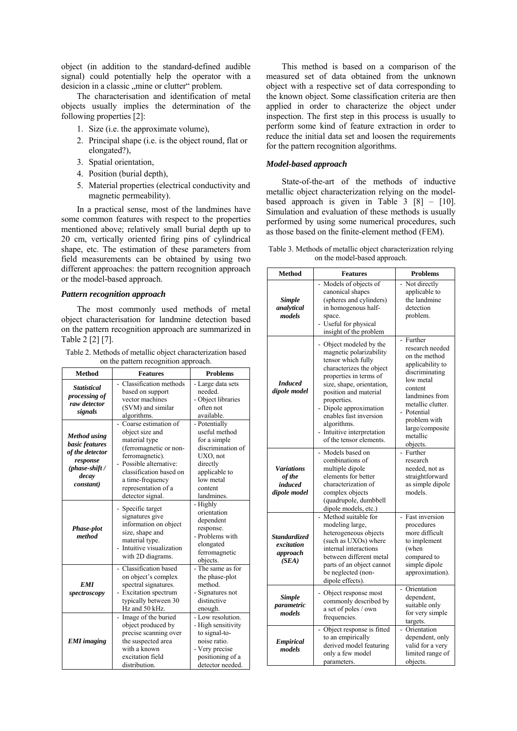object (in addition to the standard-defined audible signal) could potentially help the operator with a desicion in a classic „mine or clutter" problem.

The characterisation and identification of metal objects usually implies the determination of the following properties [2]:

1. Size (i.e. the approximate volume),
2. Principal shape (i.e. is the object round, flat or elongated?),
3. Spatial orientation,
4. Position (burial depth),
5. Material properties (electrical conductivity and magnetic permeability).

In a practical sense, most of the landmines have some common features with respect to the properties mentioned above; relatively small burial depth up to 20 cm, vertically oriented firing pins of cylindrical shape, etc. The estimation of these parameters from field measurements can be obtained by using two different approaches: the pattern recognition approach or the model-based approach.

### *Pattern recognition approach*

The most commonly used methods of metal object characterisation for landmine detection based on the pattern recognition approach are summarized in Table 2 [2] [7].

Table 2. Methods of metallic object characterization based on the pattern recognition approach.

| Method | Features | Problems |
|---|---|---|
| ***Statistical processing of raw detector signals*** | - Classification methods based on support vector machines (SVM) and similar algorithms. | - Large data sets needed.<br>- Object libraries often not available. |
| ***Method using basic features of the detector response (phase-shift / decay constant)*** | - Coarse estimation of object size and material type (ferromagnetic or non-ferromagnetic).<br>- Possible alternative: classification based on a time-frequency representation of a detector signal. | - Potentially useful method for a simple discrimination of UXO, not directly applicable to low metal content landmines. |
| ***Phase-plot method*** | - Specific target signatures give information on object size, shape and material type.<br>- Intuitive visualization with 2D diagrams. | - Highly orientation dependent response.<br>- Problems with elongated ferromagnetic objects. |
| ***EMI spectroscopy*** | - Classification based on object's complex spectral signatures.<br>- Excitation spectrum typically between 30 Hz and 50 kHz. | - The same as for the phase-plot method.<br>- Signatures not distinctive enough. |
| ***EMI imaging*** | - Image of the buried object produced by precise scanning over the suspected area with a known excitation field distribution. | - Low resolution.<br>- High sensitivity to signal-to-noise ratio.<br>- Very precise positioning of a detector needed. |

This method is based on a comparison of the measured set of data obtained from the unknown object with a respective set of data corresponding to the known object. Some classification criteria are then applied in order to characterize the object under inspection. The first step in this process is usually to perform some kind of feature extraction in order to reduce the initial data set and loosen the requirements for the pattern recognition algorithms.

### *Model-based approach*

State-of-the-art of the methods of inductive metallic object characterization relying on the model-based approach is given in Table 3 [8] – [10]. Simulation and evaluation of these methods is usually performed by using some numerical procedures, such as those based on the finite-element method (FEM).

Table 3. Methods of metallic object characterization relying on the model-based approach.

| Method | Features | Problems |
|---|---|---|
| ***Simple analytical models*** | - Models of objects of canonical shapes (spheres and cylinders) in homogenous half-space.<br>- Useful for physical insight of the problem | - Not directly applicable to the landmine detection problem. |
| ***Induced dipole model*** | - Object modeled by the magnetic polarizability tensor which fully characterizes the object properties in terms of size, shape, orientation, position and material properties.<br>- Dipole approximation enables fast inversion algorithms.<br>- Intuitive interpretation of the tensor elements. | - Further research needed on the method applicability to discriminating low metal content landmines from metallic clutter.<br>- Potential problem with large/composite metallic objects. |
| ***Variations of the induced dipole model*** | - Models based on combinations of multiple dipole elements for better characterization of complex objects (quadrupole, dumbbell dipole models, etc.) | - Further research needed, not as straightforward as simple dipole models. |
| ***Standardized excitation approach (SEA)*** | - Method suitable for modeling large, heterogeneous objects (such as UXOs) where internal interactions between different metal parts of an object cannot be neglected (non-dipole effects). | - Fast inversion procedures more difficult to implement (when compared to simple dipole approximation). |
| ***Simple parametric models*** | - Object response most commonly described by a set of poles / own frequencies. | - Orientation dependent, suitable only for very simple targets. |
| ***Empirical models*** | - Object response is fitted to an empirically derived model featuring only a few model parameters. | - Orientation dependent, only valid for a very limited range of objects. |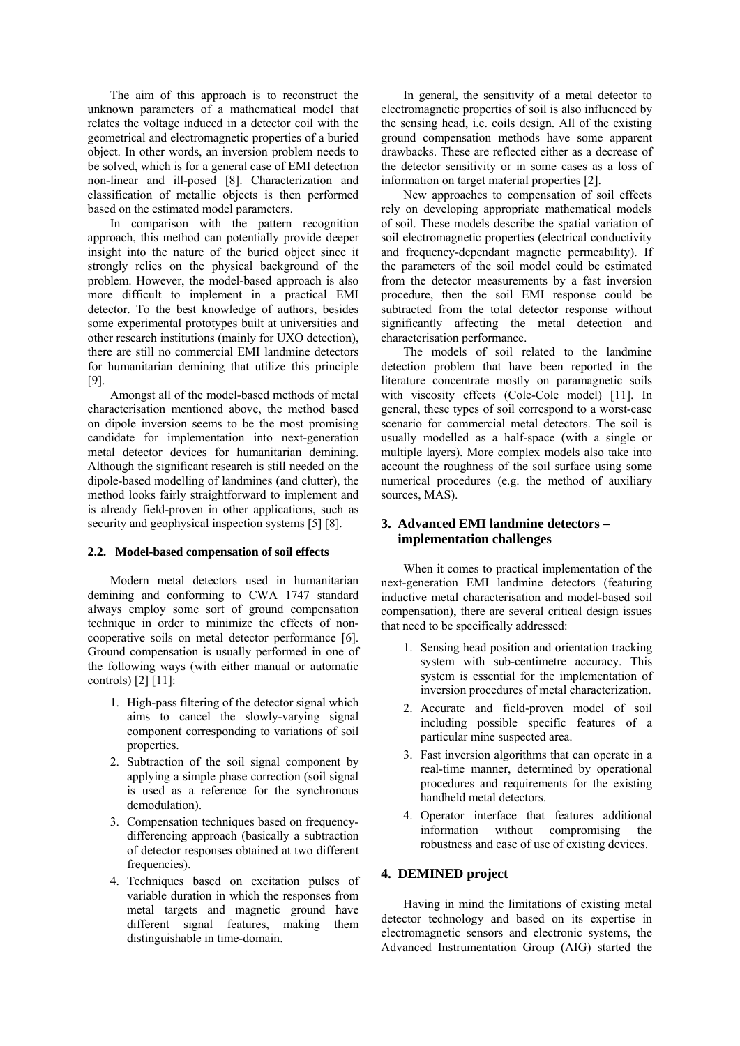The aim of this approach is to reconstruct the unknown parameters of a mathematical model that relates the voltage induced in a detector coil with the geometrical and electromagnetic properties of a buried object. In other words, an inversion problem needs to be solved, which is for a general case of EMI detection non-linear and ill-posed [8]. Characterization and classification of metallic objects is then performed based on the estimated model parameters.

In comparison with the pattern recognition approach, this method can potentially provide deeper insight into the nature of the buried object since it strongly relies on the physical background of the problem. However, the model-based approach is also more difficult to implement in a practical EMI detector. To the best knowledge of authors, besides some experimental prototypes built at universities and other research institutions (mainly for UXO detection), there are still no commercial EMI landmine detectors for humanitarian demining that utilize this principle [9].

Amongst all of the model-based methods of metal characterisation mentioned above, the method based on dipole inversion seems to be the most promising candidate for implementation into next-generation metal detector devices for humanitarian demining. Although the significant research is still needed on the dipole-based modelling of landmines (and clutter), the method looks fairly straightforward to implement and is already field-proven in other applications, such as security and geophysical inspection systems [5] [8].

### 2.2. Model-based compensation of soil effects

Modern metal detectors used in humanitarian demining and conforming to CWA 1747 standard always employ some sort of ground compensation technique in order to minimize the effects of non-cooperative soils on metal detector performance [6]. Ground compensation is usually performed in one of the following ways (with either manual or automatic controls) [2] [11]:

1. High-pass filtering of the detector signal which aims to cancel the slowly-varying signal component corresponding to variations of soil properties.
2. Subtraction of the soil signal component by applying a simple phase correction (soil signal is used as a reference for the synchronous demodulation).
3. Compensation techniques based on frequency-differencing approach (basically a subtraction of detector responses obtained at two different frequencies).
4. Techniques based on excitation pulses of variable duration in which the responses from metal targets and magnetic ground have different signal features, making them distinguishable in time-domain.

In general, the sensitivity of a metal detector to electromagnetic properties of soil is also influenced by the sensing head, i.e. coils design. All of the existing ground compensation methods have some apparent drawbacks. These are reflected either as a decrease of the detector sensitivity or in some cases as a loss of information on target material properties [2].

New approaches to compensation of soil effects rely on developing appropriate mathematical models of soil. These models describe the spatial variation of soil electromagnetic properties (electrical conductivity and frequency-dependant magnetic permeability). If the parameters of the soil model could be estimated from the detector measurements by a fast inversion procedure, then the soil EMI response could be subtracted from the total detector response without significantly affecting the metal detection and characterisation performance.

The models of soil related to the landmine detection problem that have been reported in the literature concentrate mostly on paramagnetic soils with viscosity effects (Cole-Cole model) [11]. In general, these types of soil correspond to a worst-case scenario for commercial metal detectors. The soil is usually modelled as a half-space (with a single or multiple layers). More complex models also take into account the roughness of the soil surface using some numerical procedures (e.g. the method of auxiliary sources, MAS).

## 3. Advanced EMI landmine detectors – implementation challenges

When it comes to practical implementation of the next-generation EMI landmine detectors (featuring inductive metal characterisation and model-based soil compensation), there are several critical design issues that need to be specifically addressed:

1. Sensing head position and orientation tracking system with sub-centimetre accuracy. This system is essential for the implementation of inversion procedures of metal characterization.
2. Accurate and field-proven model of soil including possible specific features of a particular mine suspected area.
3. Fast inversion algorithms that can operate in a real-time manner, determined by operational procedures and requirements for the existing handheld metal detectors.
4. Operator interface that features additional information without compromising the robustness and ease of use of existing devices.

## 4. DEMINED project

Having in mind the limitations of existing metal detector technology and based on its expertise in electromagnetic sensors and electronic systems, the Advanced Instrumentation Group (AIG) started the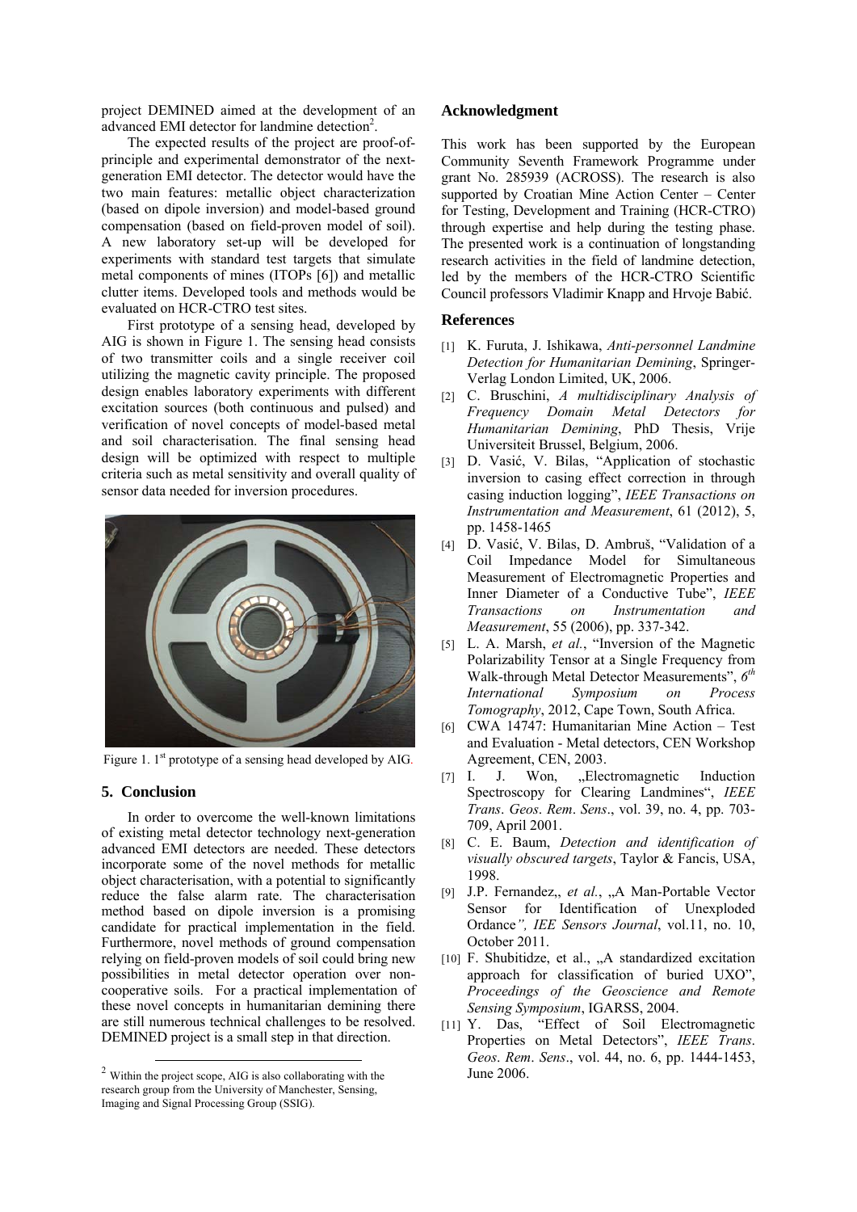project DEMINED aimed at the development of an advanced EMI detector for landmine detection[2].

The expected results of the project are proof-of-principle and experimental demonstrator of the next-generation EMI detector. The detector would have the two main features: metallic object characterization (based on dipole inversion) and model-based ground compensation (based on field-proven model of soil). A new laboratory set-up will be developed for experiments with standard test targets that simulate metal components of mines (ITOPs [6]) and metallic clutter items. Developed tools and methods would be evaluated on HCR-CTRO test sites.

First prototype of a sensing head, developed by AIG is shown in Figure 1. The sensing head consists of two transmitter coils and a single receiver coil utilizing the magnetic cavity principle. The proposed design enables laboratory experiments with different excitation sources (both continuous and pulsed) and verification of novel concepts of model-based metal and soil characterisation. The final sensing head design will be optimized with respect to multiple criteria such as metal sensitivity and overall quality of sensor data needed for inversion procedures.

Figure 1. 1st prototype of a sensing head developed by AIG.

## 5. Conclusion

In order to overcome the well-known limitations of existing metal detector technology next-generation advanced EMI detectors are needed. These detectors incorporate some of the novel methods for metallic object characterisation, with a potential to significantly reduce the false alarm rate. The characterisation method based on dipole inversion is a promising candidate for practical implementation in the field. Furthermore, novel methods of ground compensation relying on field-proven models of soil could bring new possibilities in metal detector operation over non-cooperative soils. For a practical implementation of these novel concepts in humanitarian demining there are still numerous technical challenges to be resolved. DEMINED project is a small step in that direction.

[2] Within the project scope, AIG is also collaborating with the research group from the University of Manchester, Sensing, Imaging and Signal Processing Group (SSIG).

## Acknowledgment

This work has been supported by the European Community Seventh Framework Programme under grant No. 285939 (ACROSS). The research is also supported by Croatian Mine Action Center – Center for Testing, Development and Training (HCR-CTRO) through expertise and help during the testing phase. The presented work is a continuation of longstanding research activities in the field of landmine detection, led by the members of the HCR-CTRO Scientific Council professors Vladimir Knapp and Hrvoje Babić.

## References

[1] K. Furuta, J. Ishikawa, *Anti-personnel Landmine Detection for Humanitarian Demining*, Springer-Verlag London Limited, UK, 2006.

[2] C. Bruschini, *A multidisciplinary Analysis of Frequency Domain Metal Detectors for Humanitarian Demining*, PhD Thesis, Vrije Universiteit Brussel, Belgium, 2006.

[3] D. Vasić, V. Bilas, "Application of stochastic inversion to casing effect correction in through casing induction logging", *IEEE Transactions on Instrumentation and Measurement*, 61 (2012), 5, pp. 1458-1465

[4] D. Vasić, V. Bilas, D. Ambruš, "Validation of a Coil Impedance Model for Simultaneous Measurement of Electromagnetic Properties and Inner Diameter of a Conductive Tube", *IEEE Transactions on Instrumentation and Measurement*, 55 (2006), pp. 337-342.

[5] L. A. Marsh, *et al.*, "Inversion of the Magnetic Polarizability Tensor at a Single Frequency from Walk-through Metal Detector Measurements", *6th International Symposium on Process Tomography*, 2012, Cape Town, South Africa.

[6] CWA 14747: Humanitarian Mine Action – Test and Evaluation - Metal detectors, CEN Workshop Agreement, CEN, 2003.

[7] I. J. Won, „Electromagnetic Induction Spectroscopy for Clearing Landmines", *IEEE Trans. Geos. Rem. Sens.*, vol. 39, no. 4, pp. 703-709, April 2001.

[8] C. E. Baum, *Detection and identification of visually obscured targets*, Taylor & Fancis, USA, 1998.

[9] J.P. Fernandez,, *et al.*, „A Man-Portable Vector Sensor for Identification of Unexploded Ordance*", IEE Sensors Journal*, vol.11, no. 10, October 2011.

[10] F. Shubitidze, et al., „A standardized excitation approach for classification of buried UXO", *Proceedings of the Geoscience and Remote Sensing Symposium*, IGARSS, 2004.

[11] Y. Das, "Effect of Soil Electromagnetic Properties on Metal Detectors", *IEEE Trans. Geos. Rem. Sens.*, vol. 44, no. 6, pp. 1444-1453, June 2006.